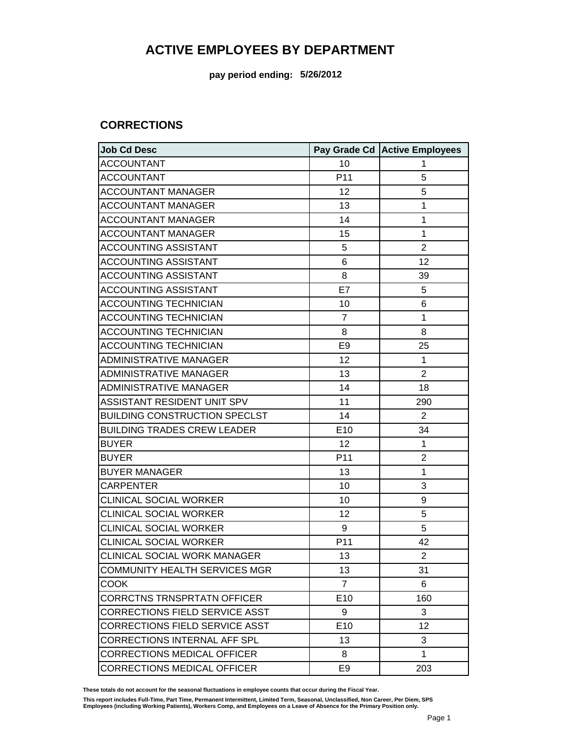# ACTIVE EMPLOYEES BY DEPARTMENT

**pay period ending: 5/26/2012**

## CORRECTIONS

| Job Cd Desc | Pay Grade Cd | Active Employees |
|---|---|---|
| ACCOUNTANT | 10 | 1 |
| ACCOUNTANT | P11 | 5 |
| ACCOUNTANT MANAGER | 12 | 5 |
| ACCOUNTANT MANAGER | 13 | 1 |
| ACCOUNTANT MANAGER | 14 | 1 |
| ACCOUNTANT MANAGER | 15 | 1 |
| ACCOUNTING ASSISTANT | 5 | 2 |
| ACCOUNTING ASSISTANT | 6 | 12 |
| ACCOUNTING ASSISTANT | 8 | 39 |
| ACCOUNTING ASSISTANT | E7 | 5 |
| ACCOUNTING TECHNICIAN | 10 | 6 |
| ACCOUNTING TECHNICIAN | 7 | 1 |
| ACCOUNTING TECHNICIAN | 8 | 8 |
| ACCOUNTING TECHNICIAN | E9 | 25 |
| ADMINISTRATIVE MANAGER | 12 | 1 |
| ADMINISTRATIVE MANAGER | 13 | 2 |
| ADMINISTRATIVE MANAGER | 14 | 18 |
| ASSISTANT RESIDENT UNIT SPV | 11 | 290 |
| BUILDING CONSTRUCTION SPECLST | 14 | 2 |
| BUILDING TRADES CREW LEADER | E10 | 34 |
| BUYER | 12 | 1 |
| BUYER | P11 | 2 |
| BUYER MANAGER | 13 | 1 |
| CARPENTER | 10 | 3 |
| CLINICAL SOCIAL WORKER | 10 | 9 |
| CLINICAL SOCIAL WORKER | 12 | 5 |
| CLINICAL SOCIAL WORKER | 9 | 5 |
| CLINICAL SOCIAL WORKER | P11 | 42 |
| CLINICAL SOCIAL WORK MANAGER | 13 | 2 |
| COMMUNITY HEALTH SERVICES MGR | 13 | 31 |
| COOK | 7 | 6 |
| CORRCTNS TRNSPRTATN OFFICER | E10 | 160 |
| CORRECTIONS FIELD SERVICE ASST | 9 | 3 |
| CORRECTIONS FIELD SERVICE ASST | E10 | 12 |
| CORRECTIONS INTERNAL AFF SPL | 13 | 3 |
| CORRECTIONS MEDICAL OFFICER | 8 | 1 |
| CORRECTIONS MEDICAL OFFICER | E9 | 203 |

**These totals do not account for the seasonal fluctuations in employee counts that occur during the Fiscal Year.**

**This report includes Full-Time, Part Time, Permanent Intermittent, Limited Term, Seasonal, Unclassified, Non Career, Per Diem, SPS Employees (including Working Patients), Workers Comp, and Employees on a Leave of Absence for the Primary Position only.**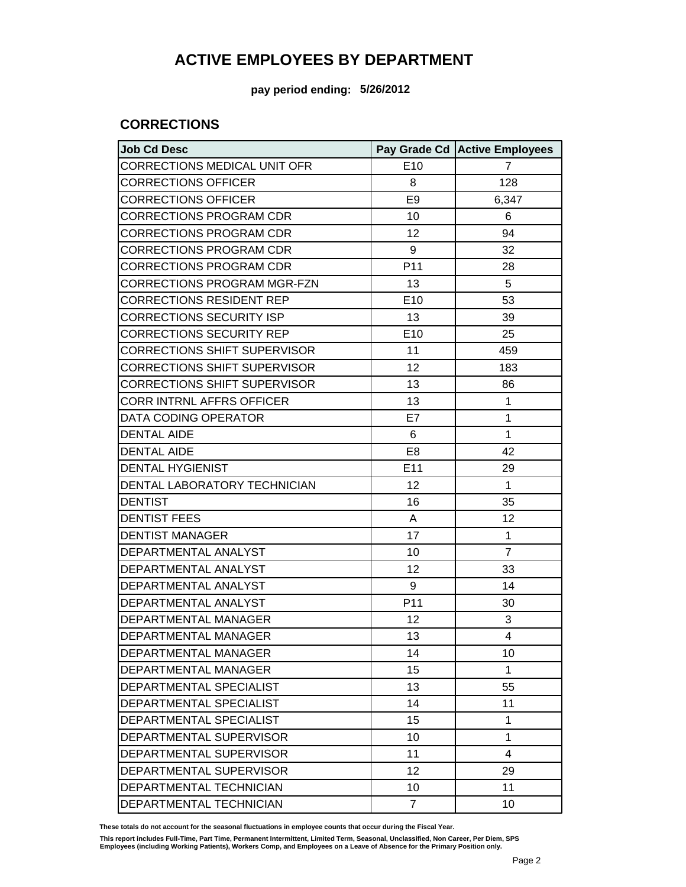# ACTIVE EMPLOYEES BY DEPARTMENT

**pay period ending: 5/26/2012**

## CORRECTIONS

| Job Cd Desc | Pay Grade Cd | Active Employees |
|---|---|---|
| CORRECTIONS MEDICAL UNIT OFR | E10 | 7 |
| CORRECTIONS OFFICER | 8 | 128 |
| CORRECTIONS OFFICER | E9 | 6,347 |
| CORRECTIONS PROGRAM CDR | 10 | 6 |
| CORRECTIONS PROGRAM CDR | 12 | 94 |
| CORRECTIONS PROGRAM CDR | 9 | 32 |
| CORRECTIONS PROGRAM CDR | P11 | 28 |
| CORRECTIONS PROGRAM MGR-FZN | 13 | 5 |
| CORRECTIONS RESIDENT REP | E10 | 53 |
| CORRECTIONS SECURITY ISP | 13 | 39 |
| CORRECTIONS SECURITY REP | E10 | 25 |
| CORRECTIONS SHIFT SUPERVISOR | 11 | 459 |
| CORRECTIONS SHIFT SUPERVISOR | 12 | 183 |
| CORRECTIONS SHIFT SUPERVISOR | 13 | 86 |
| CORR INTRNL AFFRS OFFICER | 13 | 1 |
| DATA CODING OPERATOR | E7 | 1 |
| DENTAL AIDE | 6 | 1 |
| DENTAL AIDE | E8 | 42 |
| DENTAL HYGIENIST | E11 | 29 |
| DENTAL LABORATORY TECHNICIAN | 12 | 1 |
| DENTIST | 16 | 35 |
| DENTIST FEES | A | 12 |
| DENTIST MANAGER | 17 | 1 |
| DEPARTMENTAL ANALYST | 10 | 7 |
| DEPARTMENTAL ANALYST | 12 | 33 |
| DEPARTMENTAL ANALYST | 9 | 14 |
| DEPARTMENTAL ANALYST | P11 | 30 |
| DEPARTMENTAL MANAGER | 12 | 3 |
| DEPARTMENTAL MANAGER | 13 | 4 |
| DEPARTMENTAL MANAGER | 14 | 10 |
| DEPARTMENTAL MANAGER | 15 | 1 |
| DEPARTMENTAL SPECIALIST | 13 | 55 |
| DEPARTMENTAL SPECIALIST | 14 | 11 |
| DEPARTMENTAL SPECIALIST | 15 | 1 |
| DEPARTMENTAL SUPERVISOR | 10 | 1 |
| DEPARTMENTAL SUPERVISOR | 11 | 4 |
| DEPARTMENTAL SUPERVISOR | 12 | 29 |
| DEPARTMENTAL TECHNICIAN | 10 | 11 |
| DEPARTMENTAL TECHNICIAN | 7 | 10 |

**These totals do not account for the seasonal fluctuations in employee counts that occur during the Fiscal Year.**

**This report includes Full-Time, Part Time, Permanent Intermittent, Limited Term, Seasonal, Unclassified, Non Career, Per Diem, SPS Employees (including Working Patients), Workers Comp, and Employees on a Leave of Absence for the Primary Position only.**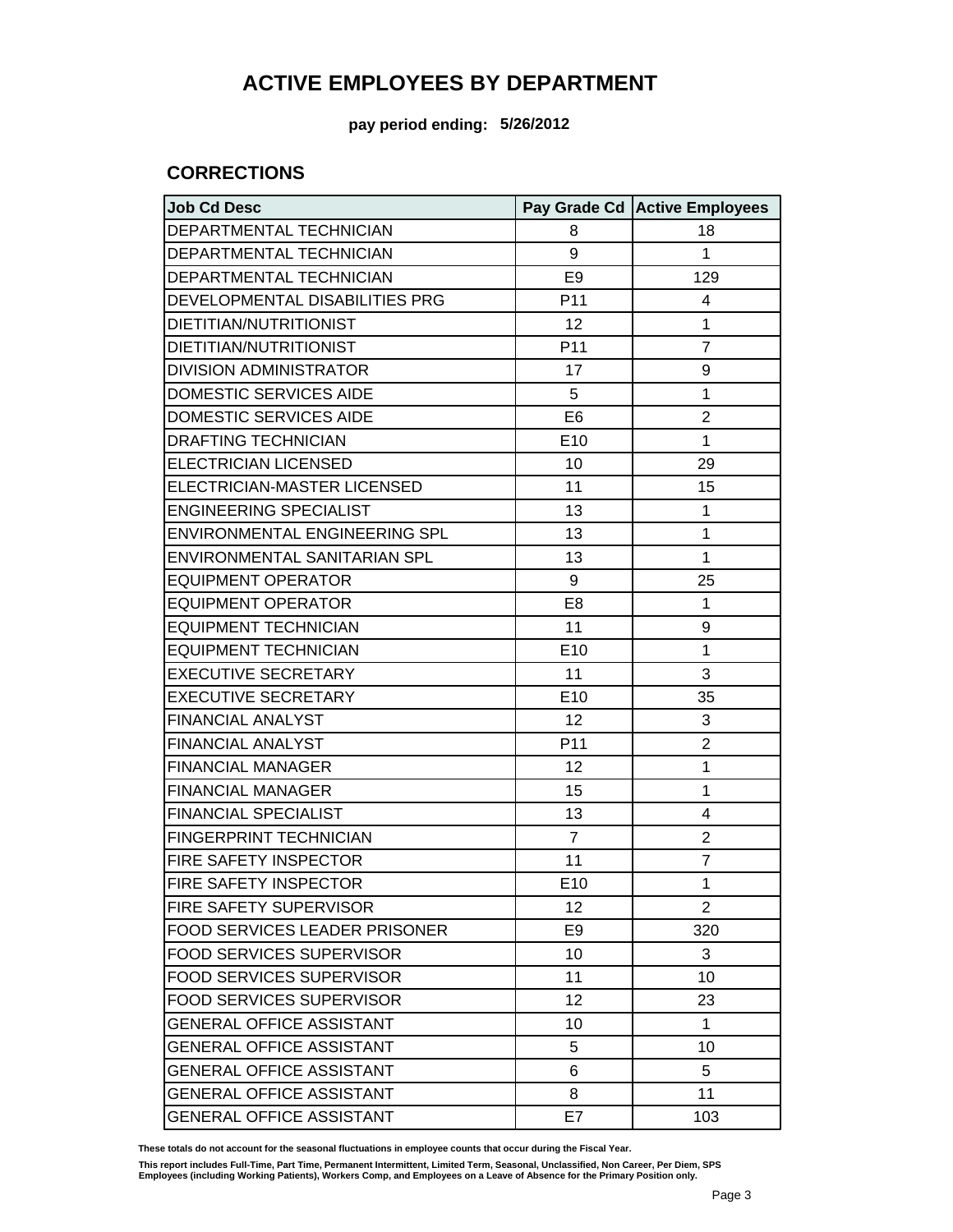# ACTIVE EMPLOYEES BY DEPARTMENT

**pay period ending: 5/26/2012**

## CORRECTIONS

| Job Cd Desc | Pay Grade Cd | Active Employees |
|---|---|---|
| DEPARTMENTAL TECHNICIAN | 8 | 18 |
| DEPARTMENTAL TECHNICIAN | 9 | 1 |
| DEPARTMENTAL TECHNICIAN | E9 | 129 |
| DEVELOPMENTAL DISABILITIES PRG | P11 | 4 |
| DIETITIAN/NUTRITIONIST | 12 | 1 |
| DIETITIAN/NUTRITIONIST | P11 | 7 |
| DIVISION ADMINISTRATOR | 17 | 9 |
| DOMESTIC SERVICES AIDE | 5 | 1 |
| DOMESTIC SERVICES AIDE | E6 | 2 |
| DRAFTING TECHNICIAN | E10 | 1 |
| ELECTRICIAN LICENSED | 10 | 29 |
| ELECTRICIAN-MASTER LICENSED | 11 | 15 |
| ENGINEERING SPECIALIST | 13 | 1 |
| ENVIRONMENTAL ENGINEERING SPL | 13 | 1 |
| ENVIRONMENTAL SANITARIAN SPL | 13 | 1 |
| EQUIPMENT OPERATOR | 9 | 25 |
| EQUIPMENT OPERATOR | E8 | 1 |
| EQUIPMENT TECHNICIAN | 11 | 9 |
| EQUIPMENT TECHNICIAN | E10 | 1 |
| EXECUTIVE SECRETARY | 11 | 3 |
| EXECUTIVE SECRETARY | E10 | 35 |
| FINANCIAL ANALYST | 12 | 3 |
| FINANCIAL ANALYST | P11 | 2 |
| FINANCIAL MANAGER | 12 | 1 |
| FINANCIAL MANAGER | 15 | 1 |
| FINANCIAL SPECIALIST | 13 | 4 |
| FINGERPRINT TECHNICIAN | 7 | 2 |
| FIRE SAFETY INSPECTOR | 11 | 7 |
| FIRE SAFETY INSPECTOR | E10 | 1 |
| FIRE SAFETY SUPERVISOR | 12 | 2 |
| FOOD SERVICES LEADER PRISONER | E9 | 320 |
| FOOD SERVICES SUPERVISOR | 10 | 3 |
| FOOD SERVICES SUPERVISOR | 11 | 10 |
| FOOD SERVICES SUPERVISOR | 12 | 23 |
| GENERAL OFFICE ASSISTANT | 10 | 1 |
| GENERAL OFFICE ASSISTANT | 5 | 10 |
| GENERAL OFFICE ASSISTANT | 6 | 5 |
| GENERAL OFFICE ASSISTANT | 8 | 11 |
| GENERAL OFFICE ASSISTANT | E7 | 103 |

**These totals do not account for the seasonal fluctuations in employee counts that occur during the Fiscal Year.**

**This report includes Full-Time, Part Time, Permanent Intermittent, Limited Term, Seasonal, Unclassified, Non Career, Per Diem, SPS Employees (including Working Patients), Workers Comp, and Employees on a Leave of Absence for the Primary Position only.**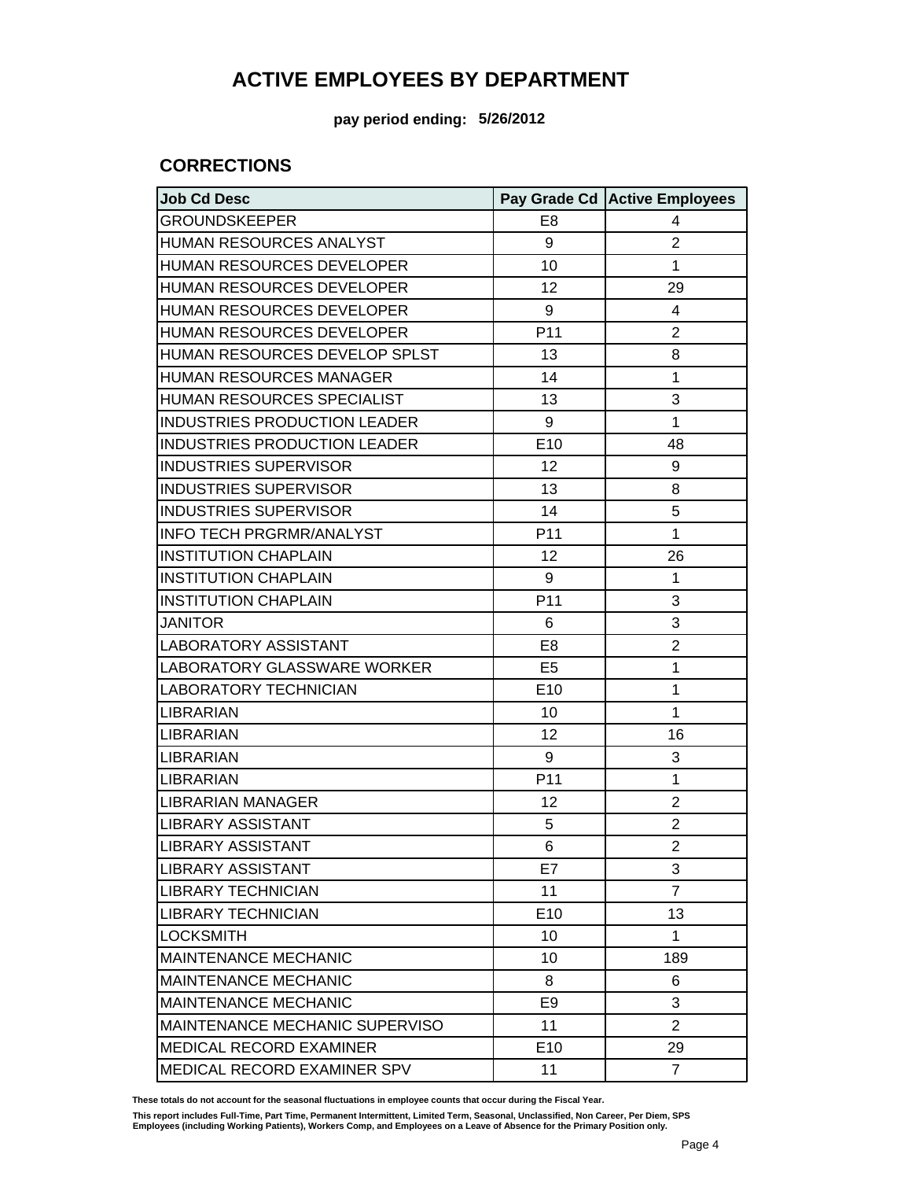# ACTIVE EMPLOYEES BY DEPARTMENT

**pay period ending: 5/26/2012**

## CORRECTIONS

| Job Cd Desc | Pay Grade Cd | Active Employees |
|---|---|---|
| GROUNDSKEEPER | E8 | 4 |
| HUMAN RESOURCES ANALYST | 9 | 2 |
| HUMAN RESOURCES DEVELOPER | 10 | 1 |
| HUMAN RESOURCES DEVELOPER | 12 | 29 |
| HUMAN RESOURCES DEVELOPER | 9 | 4 |
| HUMAN RESOURCES DEVELOPER | P11 | 2 |
| HUMAN RESOURCES DEVELOP SPLST | 13 | 8 |
| HUMAN RESOURCES MANAGER | 14 | 1 |
| HUMAN RESOURCES SPECIALIST | 13 | 3 |
| INDUSTRIES PRODUCTION LEADER | 9 | 1 |
| INDUSTRIES PRODUCTION LEADER | E10 | 48 |
| INDUSTRIES SUPERVISOR | 12 | 9 |
| INDUSTRIES SUPERVISOR | 13 | 8 |
| INDUSTRIES SUPERVISOR | 14 | 5 |
| INFO TECH PRGRMR/ANALYST | P11 | 1 |
| INSTITUTION CHAPLAIN | 12 | 26 |
| INSTITUTION CHAPLAIN | 9 | 1 |
| INSTITUTION CHAPLAIN | P11 | 3 |
| JANITOR | 6 | 3 |
| LABORATORY ASSISTANT | E8 | 2 |
| LABORATORY GLASSWARE WORKER | E5 | 1 |
| LABORATORY TECHNICIAN | E10 | 1 |
| LIBRARIAN | 10 | 1 |
| LIBRARIAN | 12 | 16 |
| LIBRARIAN | 9 | 3 |
| LIBRARIAN | P11 | 1 |
| LIBRARIAN MANAGER | 12 | 2 |
| LIBRARY ASSISTANT | 5 | 2 |
| LIBRARY ASSISTANT | 6 | 2 |
| LIBRARY ASSISTANT | E7 | 3 |
| LIBRARY TECHNICIAN | 11 | 7 |
| LIBRARY TECHNICIAN | E10 | 13 |
| LOCKSMITH | 10 | 1 |
| MAINTENANCE MECHANIC | 10 | 189 |
| MAINTENANCE MECHANIC | 8 | 6 |
| MAINTENANCE MECHANIC | E9 | 3 |
| MAINTENANCE MECHANIC SUPERVISO | 11 | 2 |
| MEDICAL RECORD EXAMINER | E10 | 29 |
| MEDICAL RECORD EXAMINER SPV | 11 | 7 |

**These totals do not account for the seasonal fluctuations in employee counts that occur during the Fiscal Year.**

**This report includes Full-Time, Part Time, Permanent Intermittent, Limited Term, Seasonal, Unclassified, Non Career, Per Diem, SPS Employees (including Working Patients), Workers Comp, and Employees on a Leave of Absence for the Primary Position only.**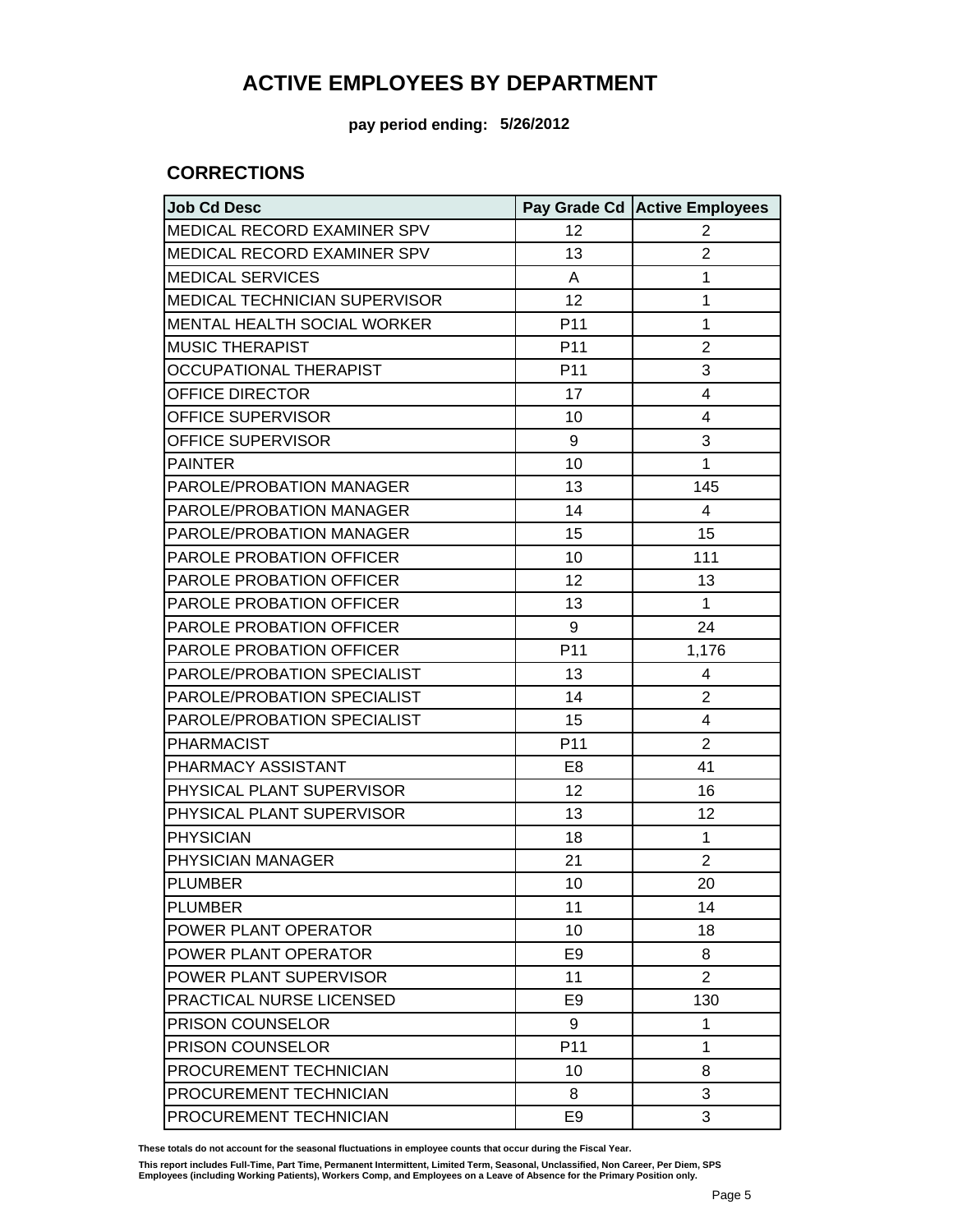# ACTIVE EMPLOYEES BY DEPARTMENT

**pay period ending: 5/26/2012**

## CORRECTIONS

| Job Cd Desc | Pay Grade Cd | Active Employees |
|---|---|---|
| MEDICAL RECORD EXAMINER SPV | 12 | 2 |
| MEDICAL RECORD EXAMINER SPV | 13 | 2 |
| MEDICAL SERVICES | A | 1 |
| MEDICAL TECHNICIAN SUPERVISOR | 12 | 1 |
| MENTAL HEALTH SOCIAL WORKER | P11 | 1 |
| MUSIC THERAPIST | P11 | 2 |
| OCCUPATIONAL THERAPIST | P11 | 3 |
| OFFICE DIRECTOR | 17 | 4 |
| OFFICE SUPERVISOR | 10 | 4 |
| OFFICE SUPERVISOR | 9 | 3 |
| PAINTER | 10 | 1 |
| PAROLE/PROBATION MANAGER | 13 | 145 |
| PAROLE/PROBATION MANAGER | 14 | 4 |
| PAROLE/PROBATION MANAGER | 15 | 15 |
| PAROLE PROBATION OFFICER | 10 | 111 |
| PAROLE PROBATION OFFICER | 12 | 13 |
| PAROLE PROBATION OFFICER | 13 | 1 |
| PAROLE PROBATION OFFICER | 9 | 24 |
| PAROLE PROBATION OFFICER | P11 | 1,176 |
| PAROLE/PROBATION SPECIALIST | 13 | 4 |
| PAROLE/PROBATION SPECIALIST | 14 | 2 |
| PAROLE/PROBATION SPECIALIST | 15 | 4 |
| PHARMACIST | P11 | 2 |
| PHARMACY ASSISTANT | E8 | 41 |
| PHYSICAL PLANT SUPERVISOR | 12 | 16 |
| PHYSICAL PLANT SUPERVISOR | 13 | 12 |
| PHYSICIAN | 18 | 1 |
| PHYSICIAN MANAGER | 21 | 2 |
| PLUMBER | 10 | 20 |
| PLUMBER | 11 | 14 |
| POWER PLANT OPERATOR | 10 | 18 |
| POWER PLANT OPERATOR | E9 | 8 |
| POWER PLANT SUPERVISOR | 11 | 2 |
| PRACTICAL NURSE LICENSED | E9 | 130 |
| PRISON COUNSELOR | 9 | 1 |
| PRISON COUNSELOR | P11 | 1 |
| PROCUREMENT TECHNICIAN | 10 | 8 |
| PROCUREMENT TECHNICIAN | 8 | 3 |
| PROCUREMENT TECHNICIAN | E9 | 3 |

**These totals do not account for the seasonal fluctuations in employee counts that occur during the Fiscal Year.**

**This report includes Full-Time, Part Time, Permanent Intermittent, Limited Term, Seasonal, Unclassified, Non Career, Per Diem, SPS Employees (including Working Patients), Workers Comp, and Employees on a Leave of Absence for the Primary Position only.**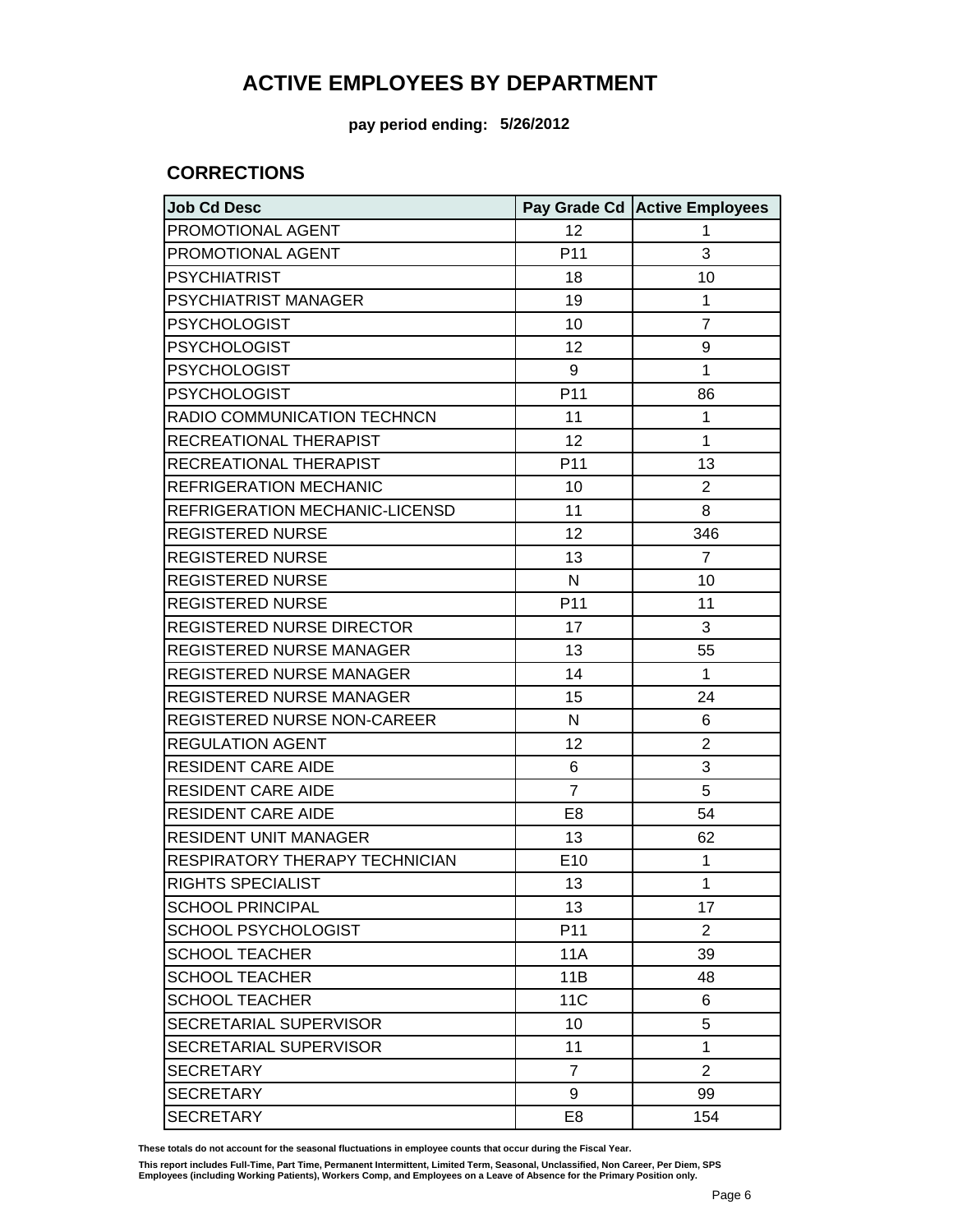# ACTIVE EMPLOYEES BY DEPARTMENT

**pay period ending: 5/26/2012**

## CORRECTIONS

| Job Cd Desc | Pay Grade Cd | Active Employees |
|---|---|---|
| PROMOTIONAL AGENT | 12 | 1 |
| PROMOTIONAL AGENT | P11 | 3 |
| PSYCHIATRIST | 18 | 10 |
| PSYCHIATRIST MANAGER | 19 | 1 |
| PSYCHOLOGIST | 10 | 7 |
| PSYCHOLOGIST | 12 | 9 |
| PSYCHOLOGIST | 9 | 1 |
| PSYCHOLOGIST | P11 | 86 |
| RADIO COMMUNICATION TECHNCN | 11 | 1 |
| RECREATIONAL THERAPIST | 12 | 1 |
| RECREATIONAL THERAPIST | P11 | 13 |
| REFRIGERATION MECHANIC | 10 | 2 |
| REFRIGERATION MECHANIC-LICENSD | 11 | 8 |
| REGISTERED NURSE | 12 | 346 |
| REGISTERED NURSE | 13 | 7 |
| REGISTERED NURSE | N | 10 |
| REGISTERED NURSE | P11 | 11 |
| REGISTERED NURSE DIRECTOR | 17 | 3 |
| REGISTERED NURSE MANAGER | 13 | 55 |
| REGISTERED NURSE MANAGER | 14 | 1 |
| REGISTERED NURSE MANAGER | 15 | 24 |
| REGISTERED NURSE NON-CAREER | N | 6 |
| REGULATION AGENT | 12 | 2 |
| RESIDENT CARE AIDE | 6 | 3 |
| RESIDENT CARE AIDE | 7 | 5 |
| RESIDENT CARE AIDE | E8 | 54 |
| RESIDENT UNIT MANAGER | 13 | 62 |
| RESPIRATORY THERAPY TECHNICIAN | E10 | 1 |
| RIGHTS SPECIALIST | 13 | 1 |
| SCHOOL PRINCIPAL | 13 | 17 |
| SCHOOL PSYCHOLOGIST | P11 | 2 |
| SCHOOL TEACHER | 11A | 39 |
| SCHOOL TEACHER | 11B | 48 |
| SCHOOL TEACHER | 11C | 6 |
| SECRETARIAL SUPERVISOR | 10 | 5 |
| SECRETARIAL SUPERVISOR | 11 | 1 |
| SECRETARY | 7 | 2 |
| SECRETARY | 9 | 99 |
| SECRETARY | E8 | 154 |

**These totals do not account for the seasonal fluctuations in employee counts that occur during the Fiscal Year.**

**This report includes Full-Time, Part Time, Permanent Intermittent, Limited Term, Seasonal, Unclassified, Non Career, Per Diem, SPS Employees (including Working Patients), Workers Comp, and Employees on a Leave of Absence for the Primary Position only.**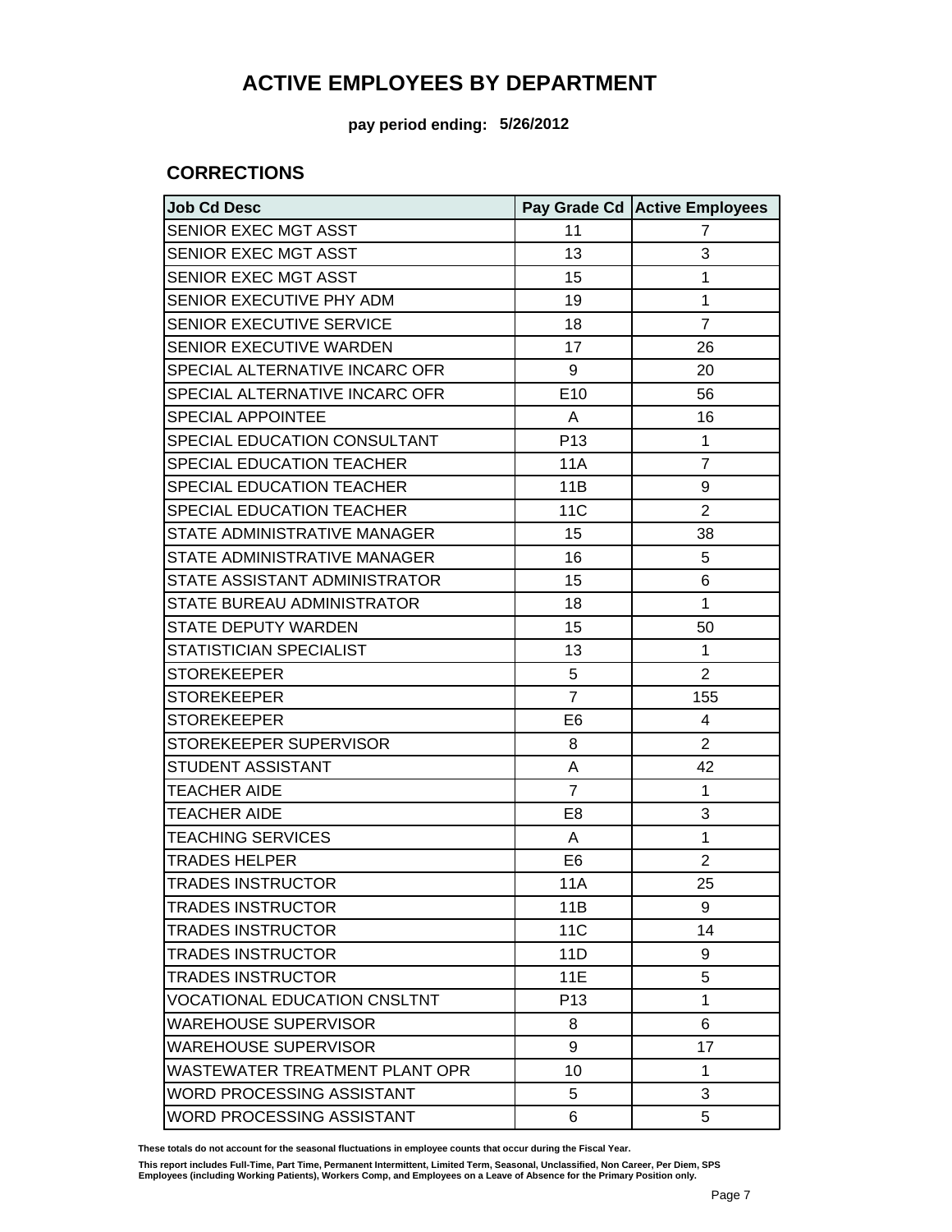# ACTIVE EMPLOYEES BY DEPARTMENT

**pay period ending: 5/26/2012**

## CORRECTIONS

| Job Cd Desc | Pay Grade Cd | Active Employees |
|---|---|---|
| SENIOR EXEC MGT ASST | 11 | 7 |
| SENIOR EXEC MGT ASST | 13 | 3 |
| SENIOR EXEC MGT ASST | 15 | 1 |
| SENIOR EXECUTIVE PHY ADM | 19 | 1 |
| SENIOR EXECUTIVE SERVICE | 18 | 7 |
| SENIOR EXECUTIVE WARDEN | 17 | 26 |
| SPECIAL ALTERNATIVE INCARC OFR | 9 | 20 |
| SPECIAL ALTERNATIVE INCARC OFR | E10 | 56 |
| SPECIAL APPOINTEE | A | 16 |
| SPECIAL EDUCATION CONSULTANT | P13 | 1 |
| SPECIAL EDUCATION TEACHER | 11A | 7 |
| SPECIAL EDUCATION TEACHER | 11B | 9 |
| SPECIAL EDUCATION TEACHER | 11C | 2 |
| STATE ADMINISTRATIVE MANAGER | 15 | 38 |
| STATE ADMINISTRATIVE MANAGER | 16 | 5 |
| STATE ASSISTANT ADMINISTRATOR | 15 | 6 |
| STATE BUREAU ADMINISTRATOR | 18 | 1 |
| STATE DEPUTY WARDEN | 15 | 50 |
| STATISTICIAN SPECIALIST | 13 | 1 |
| STOREKEEPER | 5 | 2 |
| STOREKEEPER | 7 | 155 |
| STOREKEEPER | E6 | 4 |
| STOREKEEPER SUPERVISOR | 8 | 2 |
| STUDENT ASSISTANT | A | 42 |
| TEACHER AIDE | 7 | 1 |
| TEACHER AIDE | E8 | 3 |
| TEACHING SERVICES | A | 1 |
| TRADES HELPER | E6 | 2 |
| TRADES INSTRUCTOR | 11A | 25 |
| TRADES INSTRUCTOR | 11B | 9 |
| TRADES INSTRUCTOR | 11C | 14 |
| TRADES INSTRUCTOR | 11D | 9 |
| TRADES INSTRUCTOR | 11E | 5 |
| VOCATIONAL EDUCATION CNSLTNT | P13 | 1 |
| WAREHOUSE SUPERVISOR | 8 | 6 |
| WAREHOUSE SUPERVISOR | 9 | 17 |
| WASTEWATER TREATMENT PLANT OPR | 10 | 1 |
| WORD PROCESSING ASSISTANT | 5 | 3 |
| WORD PROCESSING ASSISTANT | 6 | 5 |

**These totals do not account for the seasonal fluctuations in employee counts that occur during the Fiscal Year.**

**This report includes Full-Time, Part Time, Permanent Intermittent, Limited Term, Seasonal, Unclassified, Non Career, Per Diem, SPS Employees (including Working Patients), Workers Comp, and Employees on a Leave of Absence for the Primary Position only.**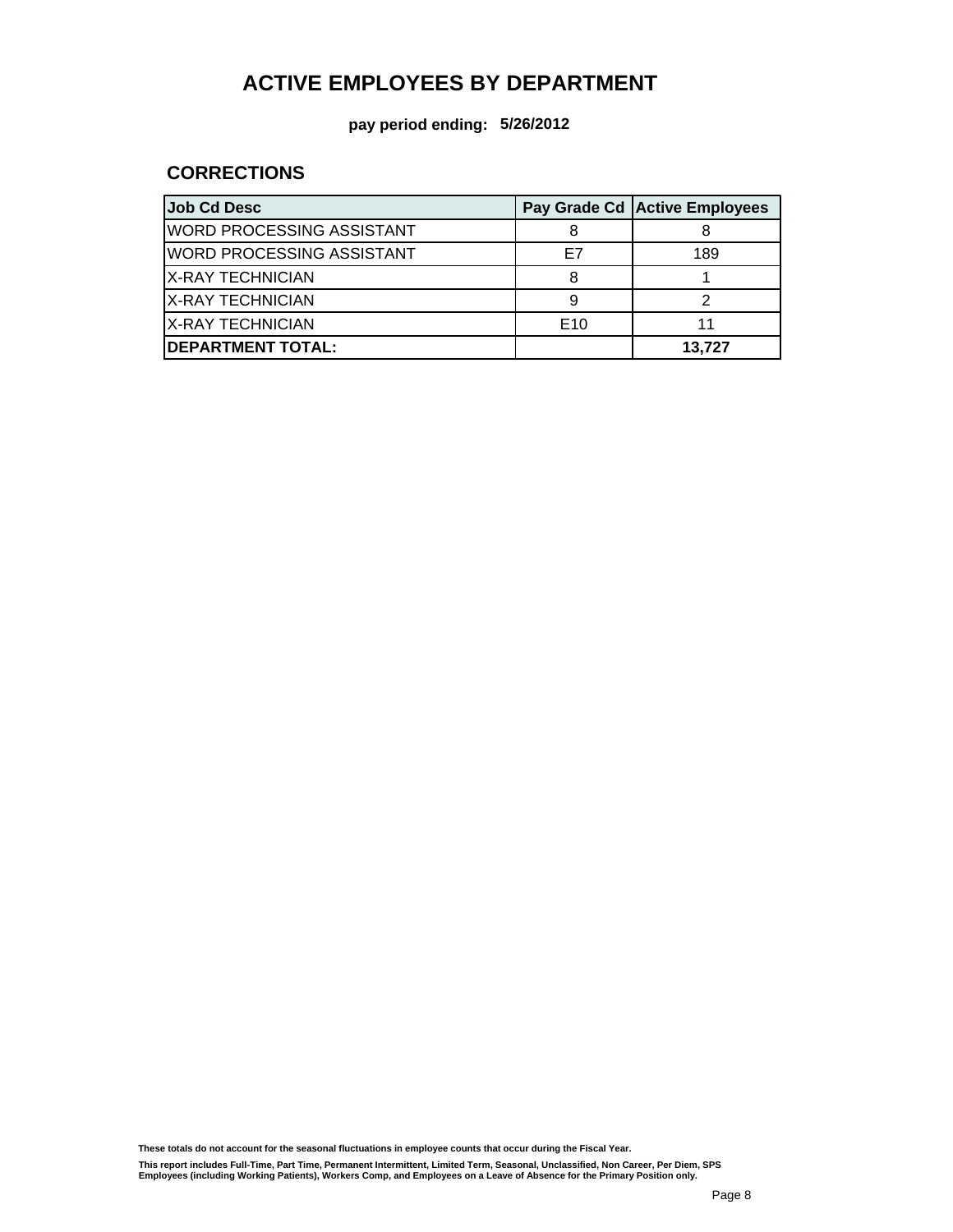# ACTIVE EMPLOYEES BY DEPARTMENT

**pay period ending: 5/26/2012**

## CORRECTIONS

| Job Cd Desc | Pay Grade Cd | Active Employees |
|---|---|---|
| WORD PROCESSING ASSISTANT | 8 | 8 |
| WORD PROCESSING ASSISTANT | E7 | 189 |
| X-RAY TECHNICIAN | 8 | 1 |
| X-RAY TECHNICIAN | 9 | 2 |
| X-RAY TECHNICIAN | E10 | 11 |
| **DEPARTMENT TOTAL:** | | **13,727** |

**These totals do not account for the seasonal fluctuations in employee counts that occur during the Fiscal Year.**

**This report includes Full-Time, Part Time, Permanent Intermittent, Limited Term, Seasonal, Unclassified, Non Career, Per Diem, SPS Employees (including Working Patients), Workers Comp, and Employees on a Leave of Absence for the Primary Position only.**